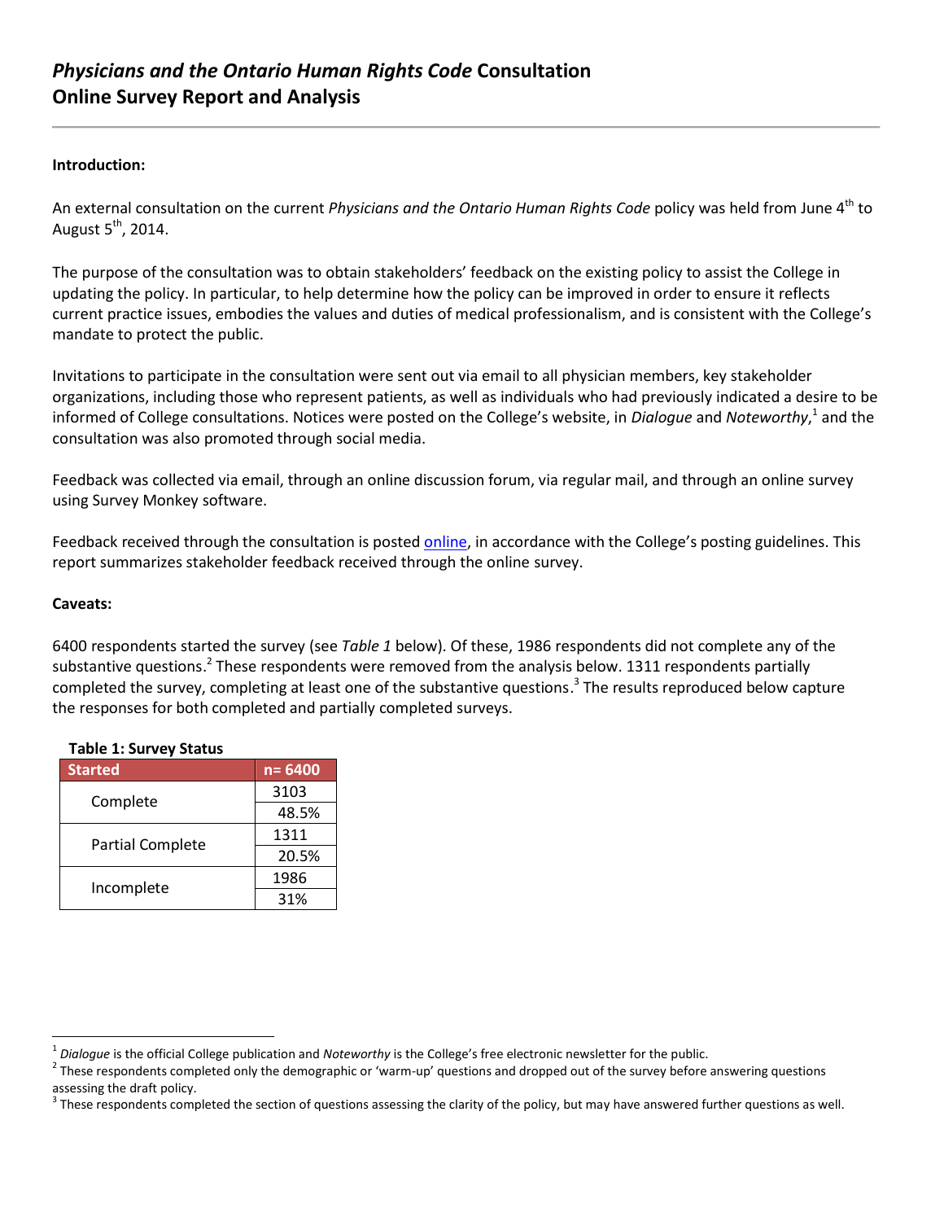# *Physicians and the Ontario Human Rights Code* Consultation
# Online Survey Report and Analysis

**Introduction:**

An external consultation on the current *Physicians and the Ontario Human Rights Code* policy was held from June 4th to August 5th, 2014.

The purpose of the consultation was to obtain stakeholders' feedback on the existing policy to assist the College in updating the policy. In particular, to help determine how the policy can be improved in order to ensure it reflects current practice issues, embodies the values and duties of medical professionalism, and is consistent with the College's mandate to protect the public.

Invitations to participate in the consultation were sent out via email to all physician members, key stakeholder organizations, including those who represent patients, as well as individuals who had previously indicated a desire to be informed of College consultations. Notices were posted on the College's website, in *Dialogue* and *Noteworthy*,[1] and the consultation was also promoted through social media.

Feedback was collected via email, through an online discussion forum, via regular mail, and through an online survey using Survey Monkey software.

Feedback received through the consultation is posted online, in accordance with the College's posting guidelines. This report summarizes stakeholder feedback received through the online survey.

**Caveats:**

6400 respondents started the survey (see *Table 1* below). Of these, 1986 respondents did not complete any of the substantive questions.[2] These respondents were removed from the analysis below. 1311 respondents partially completed the survey, completing at least one of the substantive questions.[3] The results reproduced below capture the responses for both completed and partially completed surveys.

**Table 1: Survey Status**

| Started | n= 6400 |
|---|---|
| Complete | 3103 |
| | 48.5% |
| Partial Complete | 1311 |
| | 20.5% |
| Incomplete | 1986 |
| | 31% |

[1] *Dialogue* is the official College publication and *Noteworthy* is the College's free electronic newsletter for the public.

[2] These respondents completed only the demographic or 'warm-up' questions and dropped out of the survey before answering questions assessing the draft policy.

[3] These respondents completed the section of questions assessing the clarity of the policy, but may have answered further questions as well.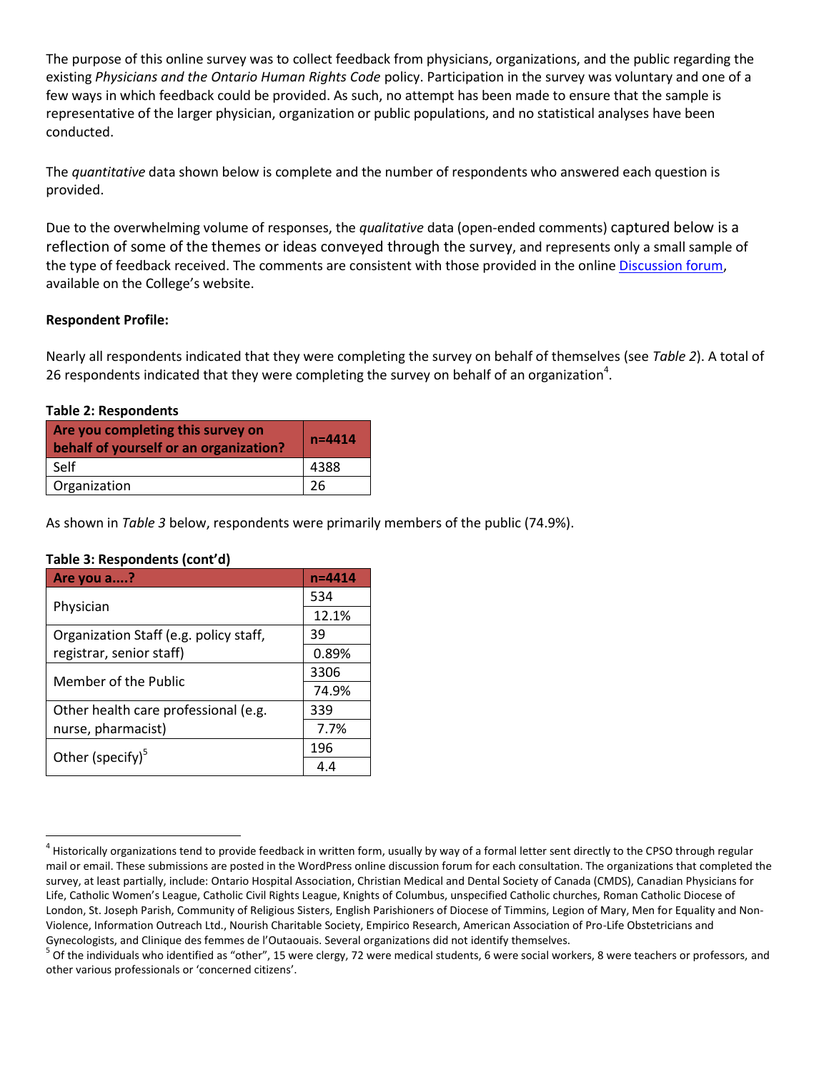The purpose of this online survey was to collect feedback from physicians, organizations, and the public regarding the existing *Physicians and the Ontario Human Rights Code* policy. Participation in the survey was voluntary and one of a few ways in which feedback could be provided. As such, no attempt has been made to ensure that the sample is representative of the larger physician, organization or public populations, and no statistical analyses have been conducted.

The *quantitative* data shown below is complete and the number of respondents who answered each question is provided.

Due to the overwhelming volume of responses, the *qualitative* data (open-ended comments) captured below is a reflection of some of the themes or ideas conveyed through the survey, and represents only a small sample of the type of feedback received. The comments are consistent with those provided in the online Discussion forum, available on the College's website.

**Respondent Profile:**

Nearly all respondents indicated that they were completing the survey on behalf of themselves (see *Table 2*). A total of 26 respondents indicated that they were completing the survey on behalf of an organization[4].

**Table 2: Respondents**

| Are you completing this survey on behalf of yourself or an organization? | n=4414 |
|---|---|
| Self | 4388 |
| Organization | 26 |

As shown in *Table 3* below, respondents were primarily members of the public (74.9%).

**Table 3: Respondents (cont'd)**

| Are you a....? | n=4414 |
|---|---|
| Physician | 534 |
| | 12.1% |
| Organization Staff (e.g. policy staff, registrar, senior staff) | 39 |
| | 0.89% |
| Member of the Public | 3306 |
| | 74.9% |
| Other health care professional (e.g. nurse, pharmacist) | 339 |
| | 7.7% |
| Other (specify)[5] | 196 |
| | 4.4 |

[4] Historically organizations tend to provide feedback in written form, usually by way of a formal letter sent directly to the CPSO through regular mail or email. These submissions are posted in the WordPress online discussion forum for each consultation. The organizations that completed the survey, at least partially, include: Ontario Hospital Association, Christian Medical and Dental Society of Canada (CMDS), Canadian Physicians for Life, Catholic Women's League, Catholic Civil Rights League, Knights of Columbus, unspecified Catholic churches, Roman Catholic Diocese of London, St. Joseph Parish, Community of Religious Sisters, English Parishioners of Diocese of Timmins, Legion of Mary, Men for Equality and Non-Violence, Information Outreach Ltd., Nourish Charitable Society, Empirico Research, American Association of Pro-Life Obstetricians and Gynecologists, and Clinique des femmes de l'Outaouais. Several organizations did not identify themselves.

[5] Of the individuals who identified as "other", 15 were clergy, 72 were medical students, 6 were social workers, 8 were teachers or professors, and other various professionals or 'concerned citizens'.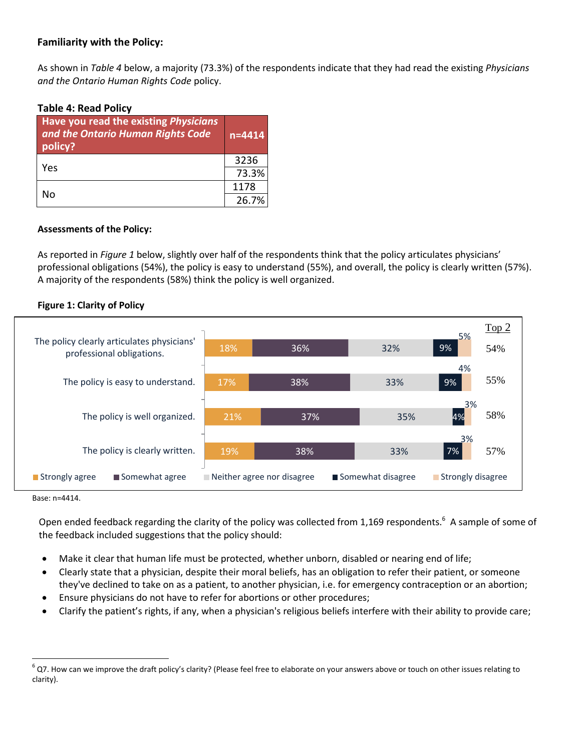**Familiarity with the Policy:**

As shown in *Table 4* below, a majority (73.3%) of the respondents indicate that they had read the existing *Physicians and the Ontario Human Rights Code* policy.

**Table 4: Read Policy**

| Have you read the existing *Physicians and the Ontario Human Rights Code* policy? | n=4414 |
|---|---|
| Yes | 3236 |
| | 73.3% |
| No | 1178 |
| | 26.7% |

**Assessments of the Policy:**

As reported in *Figure 1* below, slightly over half of the respondents think that the policy articulates physicians' professional obligations (54%), the policy is easy to understand (55%), and overall, the policy is clearly written (57%). A majority of the respondents (58%) think the policy is well organized.

**Figure 1: Clarity of Policy**

| | Strongly agree | Somewhat agree | Neither agree nor disagree | Somewhat disagree | Strongly disagree | Top 2 |
|---|---|---|---|---|---|---|
| The policy clearly articulates physicians' professional obligations. | 18% | 36% | 32% | 9% | 5% | 54% |
| The policy is easy to understand. | 17% | 38% | 33% | 9% | 4% | 55% |
| The policy is well organized. | 21% | 37% | 35% | 4% | 3% | 58% |
| The policy is clearly written. | 19% | 38% | 33% | 7% | 3% | 57% |

Base: n=4414.

Open ended feedback regarding the clarity of the policy was collected from 1,169 respondents.[6] A sample of some of the feedback included suggestions that the policy should:

- Make it clear that human life must be protected, whether unborn, disabled or nearing end of life;
- Clearly state that a physician, despite their moral beliefs, has an obligation to refer their patient, or someone they've declined to take on as a patient, to another physician, i.e. for emergency contraception or an abortion;
- Ensure physicians do not have to refer for abortions or other procedures;
- Clarify the patient's rights, if any, when a physician's religious beliefs interfere with their ability to provide care;

[6] Q7. How can we improve the draft policy's clarity? (Please feel free to elaborate on your answers above or touch on other issues relating to clarity).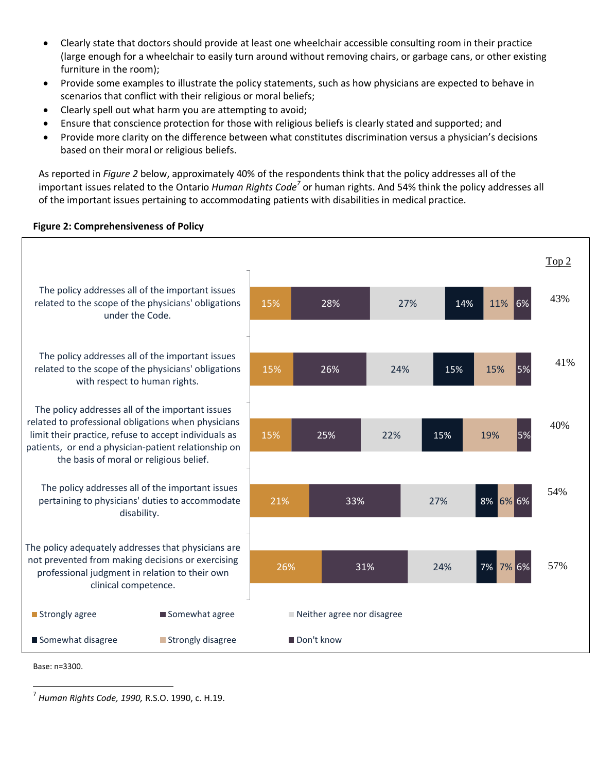- Clearly state that doctors should provide at least one wheelchair accessible consulting room in their practice (large enough for a wheelchair to easily turn around without removing chairs, or garbage cans, or other existing furniture in the room);
- Provide some examples to illustrate the policy statements, such as how physicians are expected to behave in scenarios that conflict with their religious or moral beliefs;
- Clearly spell out what harm you are attempting to avoid;
- Ensure that conscience protection for those with religious beliefs is clearly stated and supported; and
- Provide more clarity on the difference between what constitutes discrimination versus a physician's decisions based on their moral or religious beliefs.

As reported in *Figure 2* below, approximately 40% of the respondents think that the policy addresses all of the important issues related to the Ontario *Human Rights Code*[7] or human rights. And 54% think the policy addresses all of the important issues pertaining to accommodating patients with disabilities in medical practice.

**Figure 2: Comprehensiveness of Policy**

| Statement | Strongly agree | Somewhat agree | Neither agree nor disagree | Somewhat disagree | Strongly disagree | Don't know | Top 2 |
|---|---|---|---|---|---|---|---|
| The policy addresses all of the important issues related to the scope of the physicians' obligations under the Code. | 15% | 28% | 27% | 14% | 11% | 6% | 43% |
| The policy addresses all of the important issues related to the scope of the physicians' obligations with respect to human rights. | 15% | 26% | 24% | 15% | 15% | 5% | 41% |
| The policy addresses all of the important issues related to professional obligations when physicians limit their practice, refuse to accept individuals as patients, or end a physician-patient relationship on the basis of moral or religious belief. | 15% | 25% | 22% | 15% | 19% | 5% | 40% |
| The policy addresses all of the important issues pertaining to physicians' duties to accommodate disability. | 21% | 33% | 27% | 8% | 6% | 6% | 54% |
| The policy adequately addresses that physicians are not prevented from making decisions or exercising professional judgment in relation to their own clinical competence. | 26% | 31% | 24% | 7% | 7% | 6% | 57% |

Base: n=3300.

---

[7] *Human Rights Code, 1990,* R.S.O. 1990, c. H.19.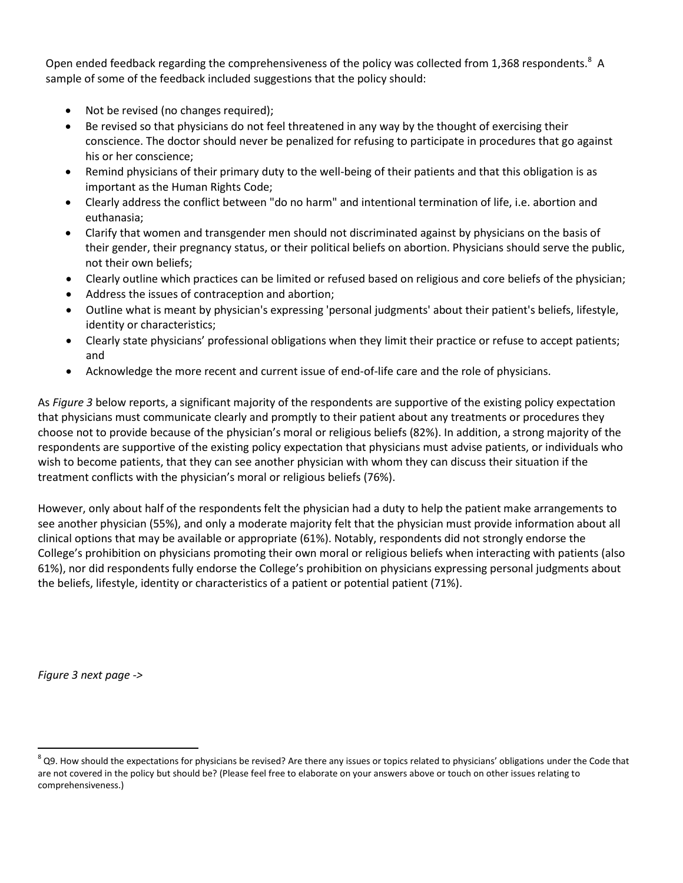Open ended feedback regarding the comprehensiveness of the policy was collected from 1,368 respondents.[8] A sample of some of the feedback included suggestions that the policy should:

- Not be revised (no changes required);
- Be revised so that physicians do not feel threatened in any way by the thought of exercising their conscience. The doctor should never be penalized for refusing to participate in procedures that go against his or her conscience;
- Remind physicians of their primary duty to the well-being of their patients and that this obligation is as important as the Human Rights Code;
- Clearly address the conflict between "do no harm" and intentional termination of life, i.e. abortion and euthanasia;
- Clarify that women and transgender men should not discriminated against by physicians on the basis of their gender, their pregnancy status, or their political beliefs on abortion. Physicians should serve the public, not their own beliefs;
- Clearly outline which practices can be limited or refused based on religious and core beliefs of the physician;
- Address the issues of contraception and abortion;
- Outline what is meant by physician's expressing 'personal judgments' about their patient's beliefs, lifestyle, identity or characteristics;
- Clearly state physicians' professional obligations when they limit their practice or refuse to accept patients; and
- Acknowledge the more recent and current issue of end-of-life care and the role of physicians.

As *Figure 3* below reports, a significant majority of the respondents are supportive of the existing policy expectation that physicians must communicate clearly and promptly to their patient about any treatments or procedures they choose not to provide because of the physician's moral or religious beliefs (82%). In addition, a strong majority of the respondents are supportive of the existing policy expectation that physicians must advise patients, or individuals who wish to become patients, that they can see another physician with whom they can discuss their situation if the treatment conflicts with the physician's moral or religious beliefs (76%).

However, only about half of the respondents felt the physician had a duty to help the patient make arrangements to see another physician (55%), and only a moderate majority felt that the physician must provide information about all clinical options that may be available or appropriate (61%). Notably, respondents did not strongly endorse the College's prohibition on physicians promoting their own moral or religious beliefs when interacting with patients (also 61%), nor did respondents fully endorse the College's prohibition on physicians expressing personal judgments about the beliefs, lifestyle, identity or characteristics of a patient or potential patient (71%).

*Figure 3 next page ->*

[8] Q9. How should the expectations for physicians be revised? Are there any issues or topics related to physicians' obligations under the Code that are not covered in the policy but should be? (Please feel free to elaborate on your answers above or touch on other issues relating to comprehensiveness.)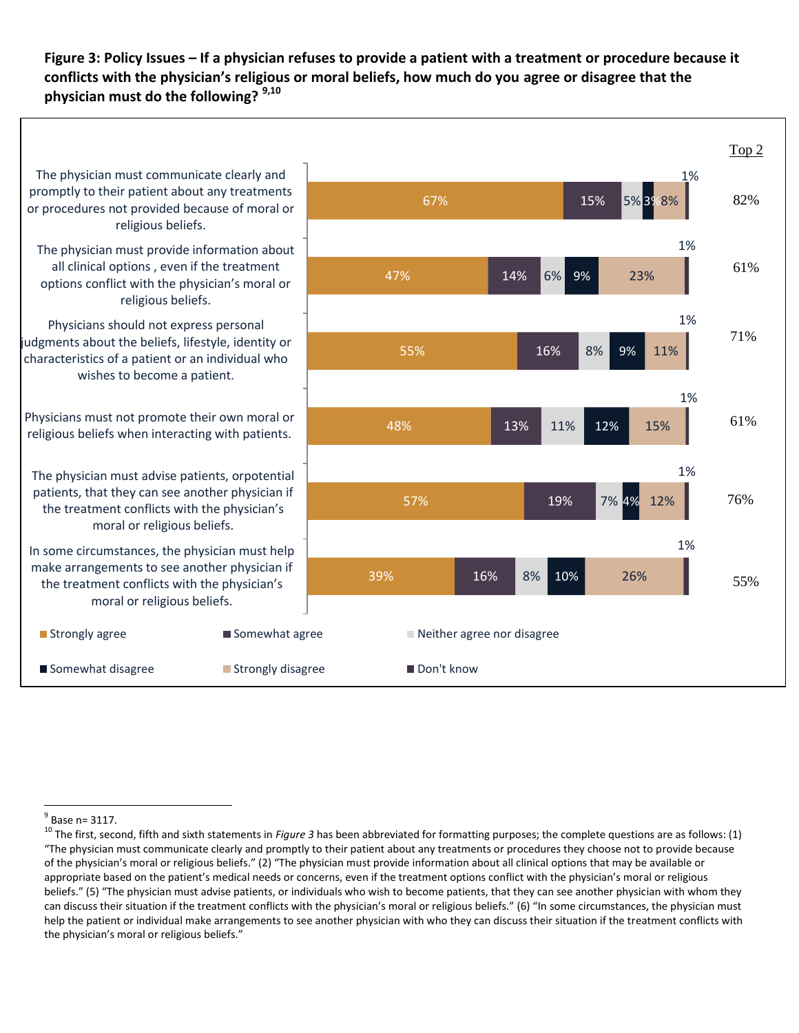**Figure 3: Policy Issues – If a physician refuses to provide a patient with a treatment or procedure because it conflicts with the physician's religious or moral beliefs, how much do you agree or disagree that the physician must do the following? [9,10]**

| Statement | Strongly agree | Somewhat agree | Neither agree nor disagree | Somewhat disagree | Strongly disagree | Don't know | Top 2 |
|---|---|---|---|---|---|---|---|
| The physician must communicate clearly and promptly to their patient about any treatments or procedures not provided because of moral or religious beliefs. | 67% | 15% | 5% | 3% | 8% | 1% | 82% |
| The physician must provide information about all clinical options , even if the treatment options conflict with the physician's moral or religious beliefs. | 47% | 14% | 6% | 9% | 23% | 1% | 61% |
| Physicians should not express personal judgments about the beliefs, lifestyle, identity or characteristics of a patient or an individual who wishes to become a patient. | 55% | 16% | 8% | 9% | 11% | 1% | 71% |
| Physicians must not promote their own moral or religious beliefs when interacting with patients. | 48% | 13% | 11% | 12% | 15% | 1% | 61% |
| The physician must advise patients, orpotential patients, that they can see another physician if the treatment conflicts with the physician's moral or religious beliefs. | 57% | 19% | 7% | 4% | 12% | 1% | 76% |
| In some circumstances, the physician must help make arrangements to see another physician if the treatment conflicts with the physician's moral or religious beliefs. | 39% | 16% | 8% | 10% | 26% | 1% | 55% |

[9] Base n= 3117.

[10] The first, second, fifth and sixth statements in *Figure 3* has been abbreviated for formatting purposes; the complete questions are as follows: (1) "The physician must communicate clearly and promptly to their patient about any treatments or procedures they choose not to provide because of the physician's moral or religious beliefs." (2) "The physician must provide information about all clinical options that may be available or appropriate based on the patient's medical needs or concerns, even if the treatment options conflict with the physician's moral or religious beliefs." (5) "The physician must advise patients, or individuals who wish to become patients, that they can see another physician with whom they can discuss their situation if the treatment conflicts with the physician's moral or religious beliefs." (6) "In some circumstances, the physician must help the patient or individual make arrangements to see another physician with who they can discuss their situation if the treatment conflicts with the physician's moral or religious beliefs."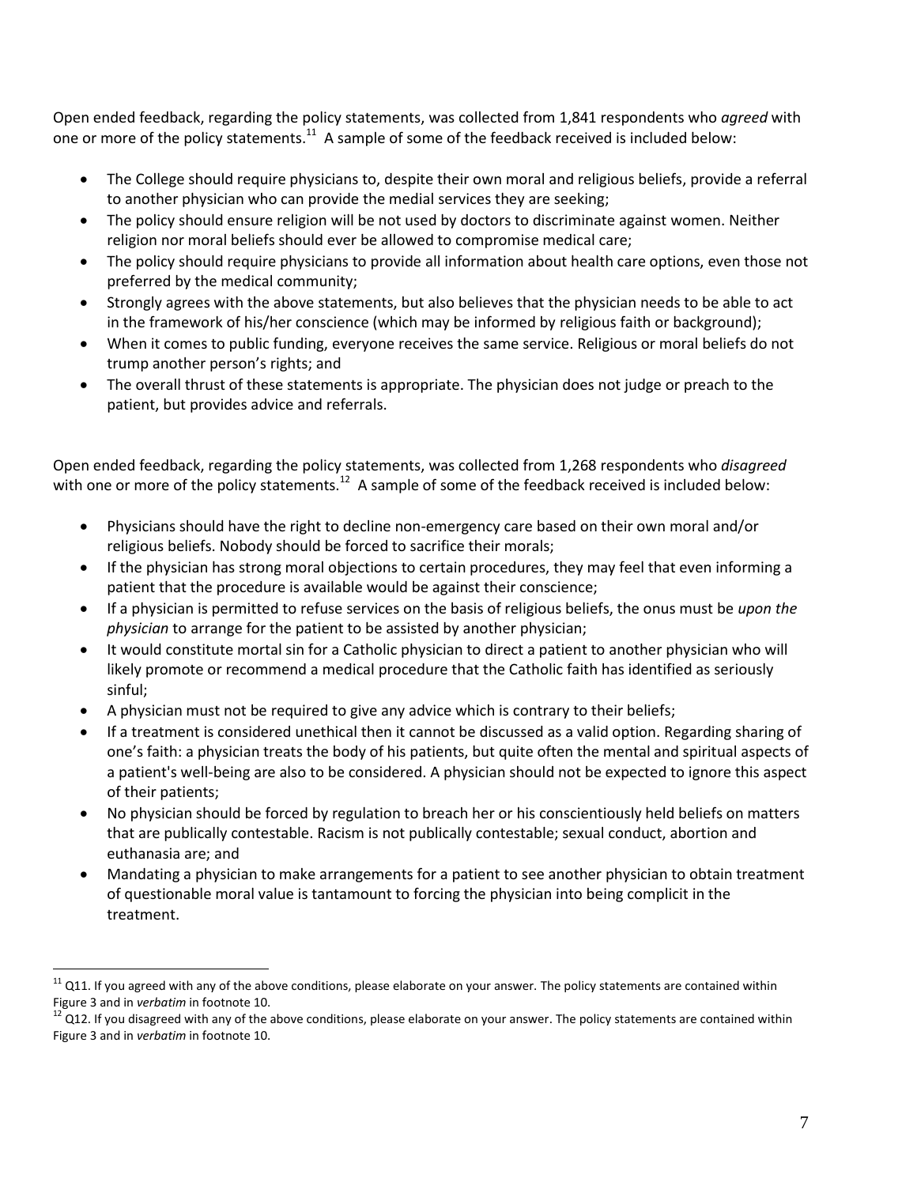Open ended feedback, regarding the policy statements, was collected from 1,841 respondents who *agreed* with one or more of the policy statements.[11] A sample of some of the feedback received is included below:

- The College should require physicians to, despite their own moral and religious beliefs, provide a referral to another physician who can provide the medial services they are seeking;
- The policy should ensure religion will be not used by doctors to discriminate against women. Neither religion nor moral beliefs should ever be allowed to compromise medical care;
- The policy should require physicians to provide all information about health care options, even those not preferred by the medical community;
- Strongly agrees with the above statements, but also believes that the physician needs to be able to act in the framework of his/her conscience (which may be informed by religious faith or background);
- When it comes to public funding, everyone receives the same service. Religious or moral beliefs do not trump another person's rights; and
- The overall thrust of these statements is appropriate. The physician does not judge or preach to the patient, but provides advice and referrals.

Open ended feedback, regarding the policy statements, was collected from 1,268 respondents who *disagreed* with one or more of the policy statements.[12] A sample of some of the feedback received is included below:

- Physicians should have the right to decline non-emergency care based on their own moral and/or religious beliefs. Nobody should be forced to sacrifice their morals;
- If the physician has strong moral objections to certain procedures, they may feel that even informing a patient that the procedure is available would be against their conscience;
- If a physician is permitted to refuse services on the basis of religious beliefs, the onus must be *upon the physician* to arrange for the patient to be assisted by another physician;
- It would constitute mortal sin for a Catholic physician to direct a patient to another physician who will likely promote or recommend a medical procedure that the Catholic faith has identified as seriously sinful;
- A physician must not be required to give any advice which is contrary to their beliefs;
- If a treatment is considered unethical then it cannot be discussed as a valid option. Regarding sharing of one's faith: a physician treats the body of his patients, but quite often the mental and spiritual aspects of a patient's well-being are also to be considered. A physician should not be expected to ignore this aspect of their patients;
- No physician should be forced by regulation to breach her or his conscientiously held beliefs on matters that are publically contestable. Racism is not publically contestable; sexual conduct, abortion and euthanasia are; and
- Mandating a physician to make arrangements for a patient to see another physician to obtain treatment of questionable moral value is tantamount to forcing the physician into being complicit in the treatment.

---

[11] Q11. If you agreed with any of the above conditions, please elaborate on your answer. The policy statements are contained within Figure 3 and in *verbatim* in footnote 10.

[12] Q12. If you disagreed with any of the above conditions, please elaborate on your answer. The policy statements are contained within Figure 3 and in *verbatim* in footnote 10.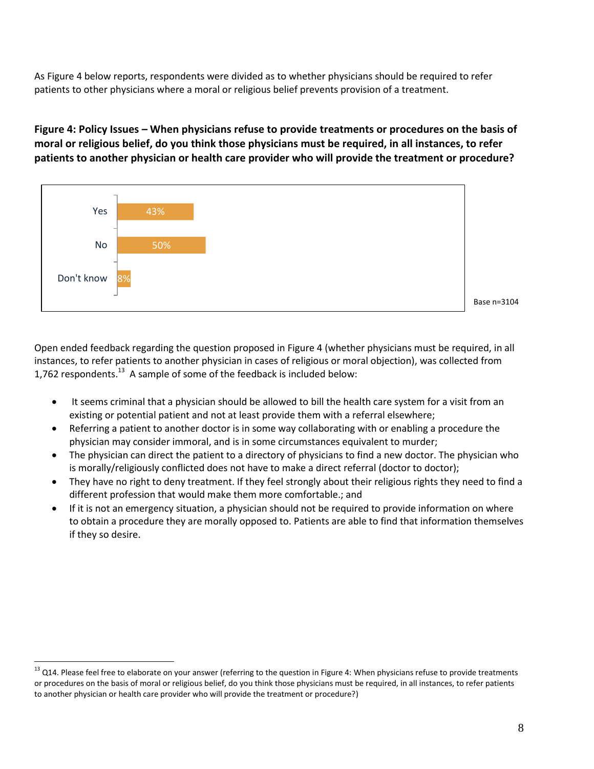As Figure 4 below reports, respondents were divided as to whether physicians should be required to refer patients to other physicians where a moral or religious belief prevents provision of a treatment.

**Figure 4: Policy Issues – When physicians refuse to provide treatments or procedures on the basis of moral or religious belief, do you think those physicians must be required, in all instances, to refer patients to another physician or health care provider who will provide the treatment or procedure?**

| Response | Percentage |
|---|---|
| Yes | 43% |
| No | 50% |
| Don't know | 8% |

Base n=3104

Open ended feedback regarding the question proposed in Figure 4 (whether physicians must be required, in all instances, to refer patients to another physician in cases of religious or moral objection), was collected from 1,762 respondents.[13] A sample of some of the feedback is included below:

- It seems criminal that a physician should be allowed to bill the health care system for a visit from an existing or potential patient and not at least provide them with a referral elsewhere;
- Referring a patient to another doctor is in some way collaborating with or enabling a procedure the physician may consider immoral, and is in some circumstances equivalent to murder;
- The physician can direct the patient to a directory of physicians to find a new doctor. The physician who is morally/religiously conflicted does not have to make a direct referral (doctor to doctor);
- They have no right to deny treatment. If they feel strongly about their religious rights they need to find a different profession that would make them more comfortable.; and
- If it is not an emergency situation, a physician should not be required to provide information on where to obtain a procedure they are morally opposed to. Patients are able to find that information themselves if they so desire.

[13] Q14. Please feel free to elaborate on your answer (referring to the question in Figure 4: When physicians refuse to provide treatments or procedures on the basis of moral or religious belief, do you think those physicians must be required, in all instances, to refer patients to another physician or health care provider who will provide the treatment or procedure?)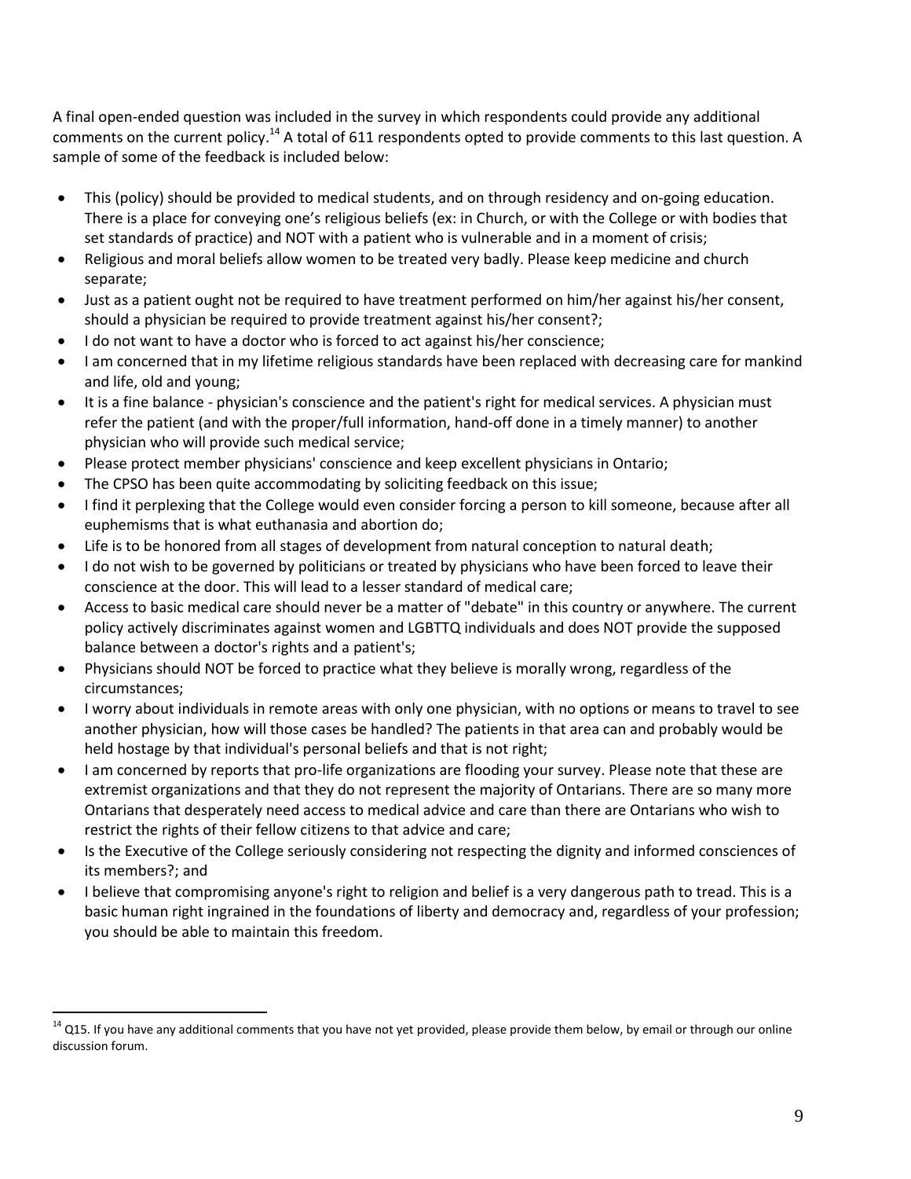A final open-ended question was included in the survey in which respondents could provide any additional comments on the current policy.[14] A total of 611 respondents opted to provide comments to this last question. A sample of some of the feedback is included below:

- This (policy) should be provided to medical students, and on through residency and on-going education. There is a place for conveying one's religious beliefs (ex: in Church, or with the College or with bodies that set standards of practice) and NOT with a patient who is vulnerable and in a moment of crisis;
- Religious and moral beliefs allow women to be treated very badly. Please keep medicine and church separate;
- Just as a patient ought not be required to have treatment performed on him/her against his/her consent, should a physician be required to provide treatment against his/her consent?;
- I do not want to have a doctor who is forced to act against his/her conscience;
- I am concerned that in my lifetime religious standards have been replaced with decreasing care for mankind and life, old and young;
- It is a fine balance - physician's conscience and the patient's right for medical services. A physician must refer the patient (and with the proper/full information, hand-off done in a timely manner) to another physician who will provide such medical service;
- Please protect member physicians' conscience and keep excellent physicians in Ontario;
- The CPSO has been quite accommodating by soliciting feedback on this issue;
- I find it perplexing that the College would even consider forcing a person to kill someone, because after all euphemisms that is what euthanasia and abortion do;
- Life is to be honored from all stages of development from natural conception to natural death;
- I do not wish to be governed by politicians or treated by physicians who have been forced to leave their conscience at the door. This will lead to a lesser standard of medical care;
- Access to basic medical care should never be a matter of "debate" in this country or anywhere. The current policy actively discriminates against women and LGBTTQ individuals and does NOT provide the supposed balance between a doctor's rights and a patient's;
- Physicians should NOT be forced to practice what they believe is morally wrong, regardless of the circumstances;
- I worry about individuals in remote areas with only one physician, with no options or means to travel to see another physician, how will those cases be handled? The patients in that area can and probably would be held hostage by that individual's personal beliefs and that is not right;
- I am concerned by reports that pro-life organizations are flooding your survey. Please note that these are extremist organizations and that they do not represent the majority of Ontarians. There are so many more Ontarians that desperately need access to medical advice and care than there are Ontarians who wish to restrict the rights of their fellow citizens to that advice and care;
- Is the Executive of the College seriously considering not respecting the dignity and informed consciences of its members?; and
- I believe that compromising anyone's right to religion and belief is a very dangerous path to tread. This is a basic human right ingrained in the foundations of liberty and democracy and, regardless of your profession; you should be able to maintain this freedom.

---

[14] Q15. If you have any additional comments that you have not yet provided, please provide them below, by email or through our online discussion forum.